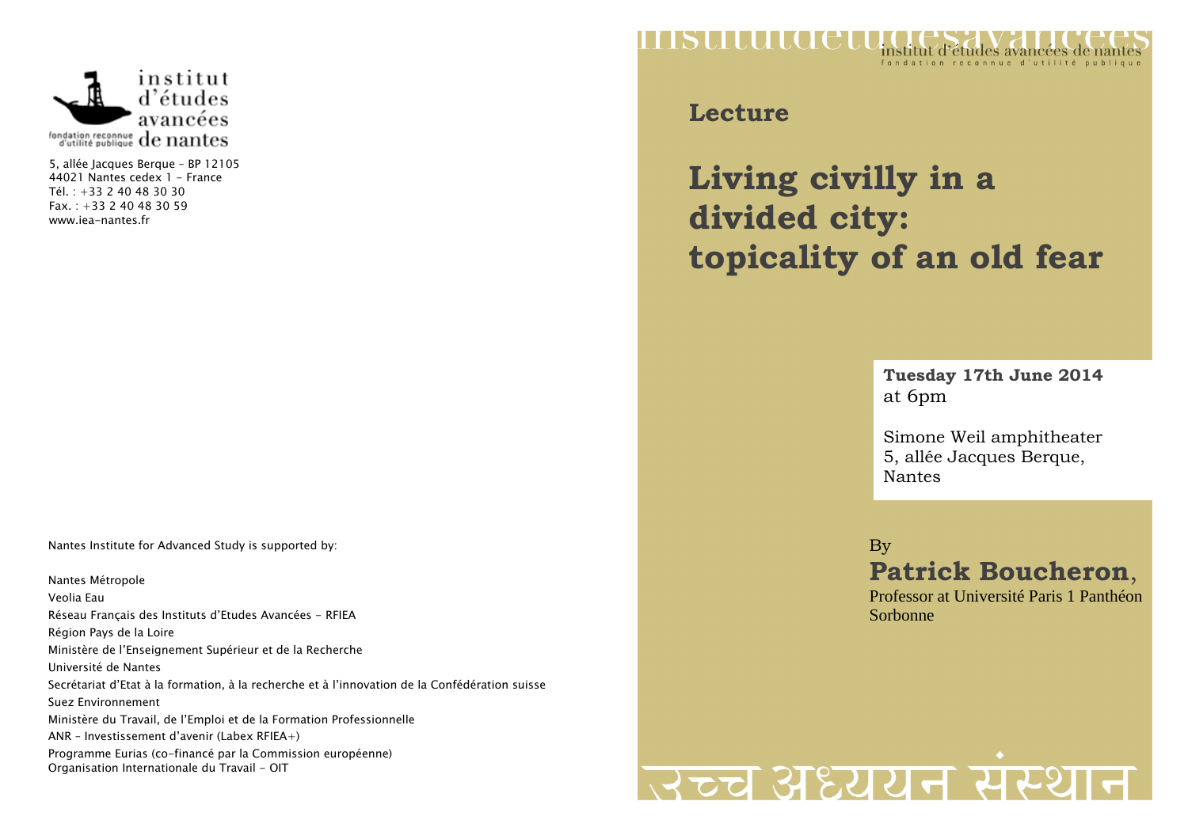institut d'études avancées de nantes

fondation reconnue d'utilité publique

5, allée Jacques Berque – BP 12105
44021 Nantes cedex 1 - France
Tél. : +33 2 40 48 30 30
Fax. : +33 2 40 48 30 59
www.iea-nantes.fr

Nantes Institute for Advanced Study is supported by:

Nantes Métropole
Veolia Eau
Réseau Français des Instituts d'Etudes Avancées - RFIEA
Région Pays de la Loire
Ministère de l'Enseignement Supérieur et de la Recherche
Université de Nantes
Secrétariat d'Etat à la formation, à la recherche et à l'innovation de la Confédération suisse
Suez Environnement
Ministère du Travail, de l'Emploi et de la Formation Professionnelle
ANR - Investissement d'avenir (Labex RFIEA+)
Programme Eurias (co-financé par la Commission européenne)
Organisation Internationale du Travail - OIT

institut d'études avancées de nantes
fondation reconnue d'utilité publique

## Lecture

# Living civilly in a divided city: topicality of an old fear

**Tuesday 17th June 2014**
at 6pm

Simone Weil amphitheater
5, allée Jacques Berque,
Nantes

By
**Patrick Boucheron**,
Professor at Université Paris 1 Panthéon Sorbonne

उच्च अध्ययन संस्थान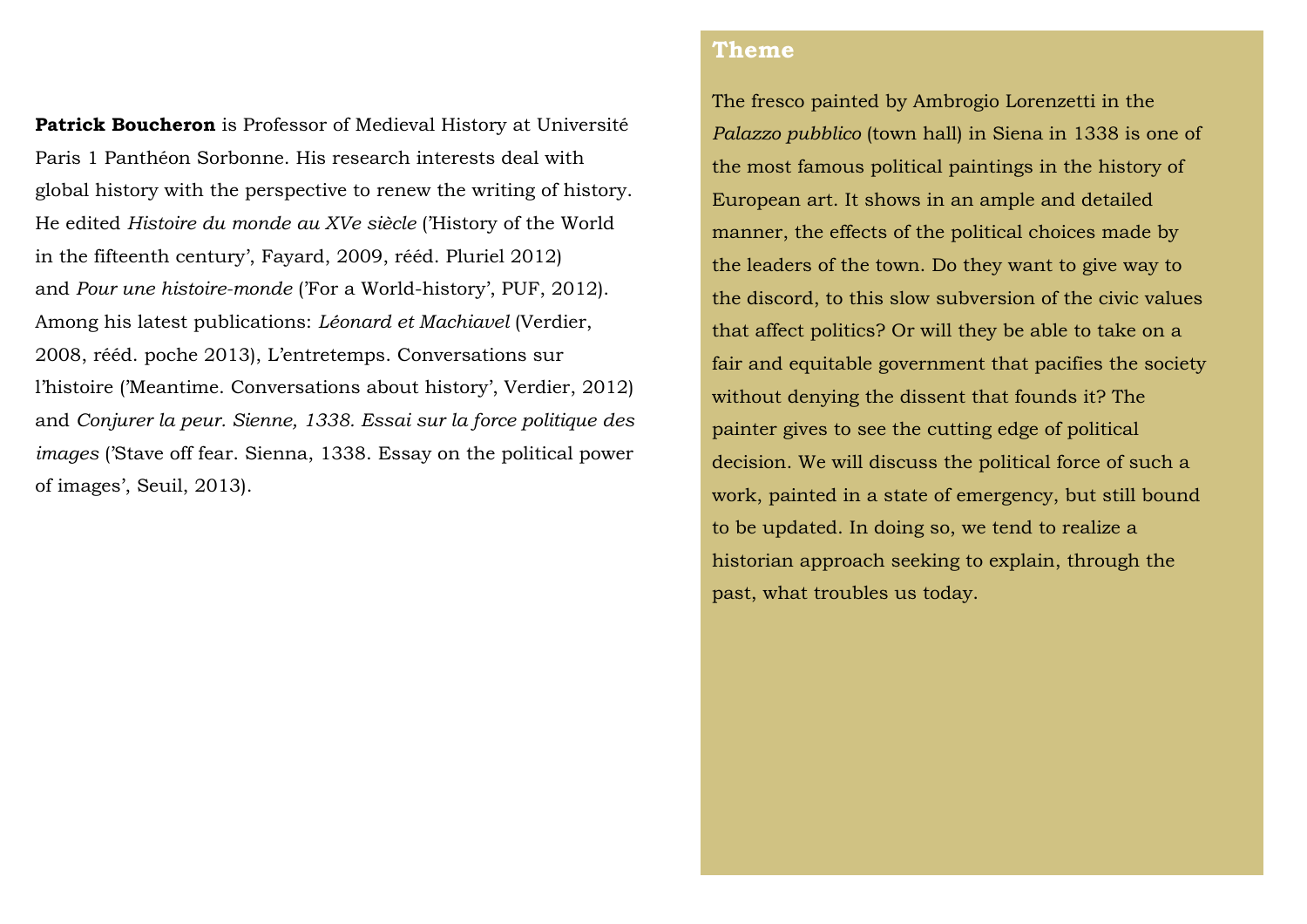**Patrick Boucheron** is Professor of Medieval History at Université Paris 1 Panthéon Sorbonne. His research interests deal with global history with the perspective to renew the writing of history. He edited *Histoire du monde au XVe siècle* ('History of the World in the fifteenth century', Fayard, 2009, rééd. Pluriel 2012) and *Pour une histoire-monde* ('For a World-history', PUF, 2012). Among his latest publications: *Léonard et Machiavel* (Verdier, 2008, rééd. poche 2013), L'entretemps. Conversations sur l'histoire ('Meantime. Conversations about history', Verdier, 2012) and *Conjurer la peur. Sienne, 1338. Essai sur la force politique des images* ('Stave off fear. Sienna, 1338. Essay on the political power of images', Seuil, 2013).

## Theme

The fresco painted by Ambrogio Lorenzetti in the *Palazzo pubblico* (town hall) in Siena in 1338 is one of the most famous political paintings in the history of European art. It shows in an ample and detailed manner, the effects of the political choices made by the leaders of the town. Do they want to give way to the discord, to this slow subversion of the civic values that affect politics? Or will they be able to take on a fair and equitable government that pacifies the society without denying the dissent that founds it? The painter gives to see the cutting edge of political decision. We will discuss the political force of such a work, painted in a state of emergency, but still bound to be updated. In doing so, we tend to realize a historian approach seeking to explain, through the past, what troubles us today.